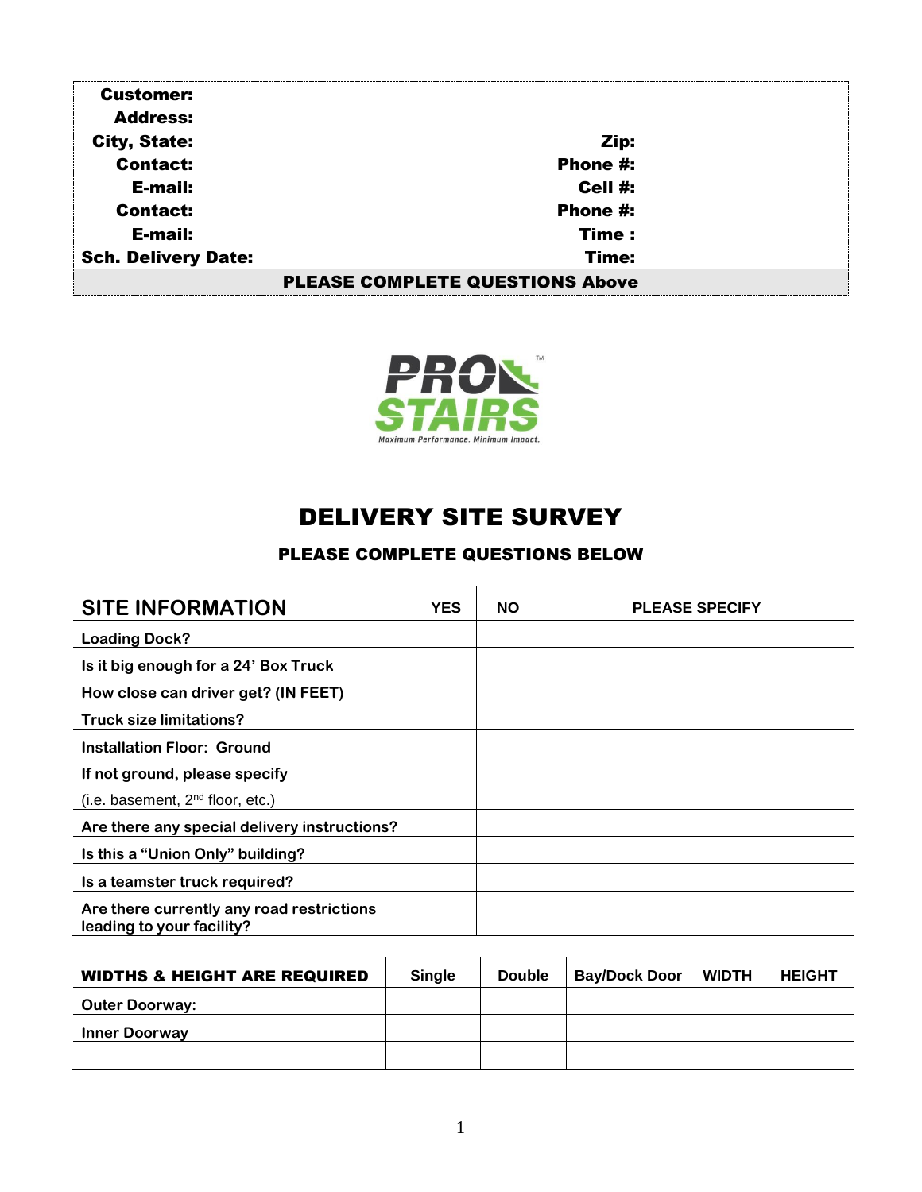| | | | |
|---|---|---|---|
| **Customer:** | | | |
| **Address:** | | | |
| **City, State:** | | **Zip:** | |
| **Contact:** | | **Phone #:** | |
| **E-mail:** | | **Cell #:** | |
| **Contact:** | | **Phone #:** | |
| **E-mail:** | | **Time :** | |
| **Sch. Delivery Date:** | | **Time:** | |

**PLEASE COMPLETE QUESTIONS Above**

PRO STAIRS™
*Maximum Performance. Minimum Impact.*

# DELIVERY SITE SURVEY

### PLEASE COMPLETE QUESTIONS BELOW

| SITE INFORMATION | YES | NO | PLEASE SPECIFY |
|---|---|---|---|
| Loading Dock? | | | |
| Is it big enough for a 24' Box Truck | | | |
| How close can driver get? (IN FEET) | | | |
| Truck size limitations? | | | |
| Installation Floor: Ground<br>If not ground, please specify<br>(i.e. basement, 2nd floor, etc.) | | | |
| Are there any special delivery instructions? | | | |
| Is this a "Union Only" building? | | | |
| Is a teamster truck required? | | | |
| Are there currently any road restrictions leading to your facility? | | | |

| WIDTHS & HEIGHT ARE REQUIRED | Single | Double | Bay/Dock Door | WIDTH | HEIGHT |
|---|---|---|---|---|---|
| Outer Doorway: | | | | | |
| Inner Doorway | | | | | |
| | | | | | |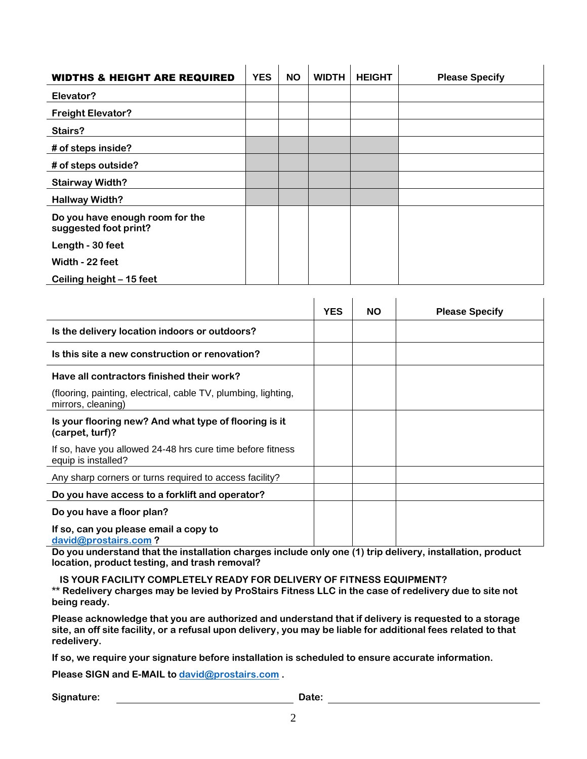| **WIDTHS & HEIGHT ARE REQUIRED** | **YES** | **NO** | **WIDTH** | **HEIGHT** | **Please Specify** |
| --- | --- | --- | --- | --- | --- |
| **Elevator?** | | | | | |
| **Freight Elevator?** | | | | | |
| **Stairs?** | | | | | |
| **# of steps inside?** | | | | | |
| **# of steps outside?** | | | | | |
| **Stairway Width?** | | | | | |
| **Hallway Width?** | | | | | |
| **Do you have enough room for the suggested foot print?** <br> **Length - 30 feet** <br> **Width - 22 feet** <br> **Ceiling height – 15 feet** | | | | | |

| | **YES** | **NO** | **Please Specify** |
| --- | --- | --- | --- |
| **Is the delivery location indoors or outdoors?** | | | |
| **Is this site a new construction or renovation?** | | | |
| **Have all contractors finished their work?** <br> (flooring, painting, electrical, cable TV, plumbing, lighting, mirrors, cleaning) | | | |
| **Is your flooring new? And what type of flooring is it (carpet, turf)?** <br> If so, have you allowed 24-48 hrs cure time before fitness equip is installed? | | | |
| Any sharp corners or turns required to access facility? | | | |
| **Do you have access to a forklift and operator?** | | | |
| **Do you have a floor plan?** <br> **If so, can you please email a copy to david@prostairs.com ?** | | | |

**Do you understand that the installation charges include only one (1) trip delivery, installation, product location, product testing, and trash removal?**

**IS YOUR FACILITY COMPLETELY READY FOR DELIVERY OF FITNESS EQUIPMENT?**
**** Redelivery charges may be levied by ProStairs Fitness LLC in the case of redelivery due to site not being ready.**

**Please acknowledge that you are authorized and understand that if delivery is requested to a storage site, an off site facility, or a refusal upon delivery, you may be liable for additional fees related to that redelivery.**

**If so, we require your signature before installation is scheduled to ensure accurate information.**

**Please SIGN and E-MAIL to david@prostairs.com .**

**Signature:** ______________________________ **Date:** ______________________________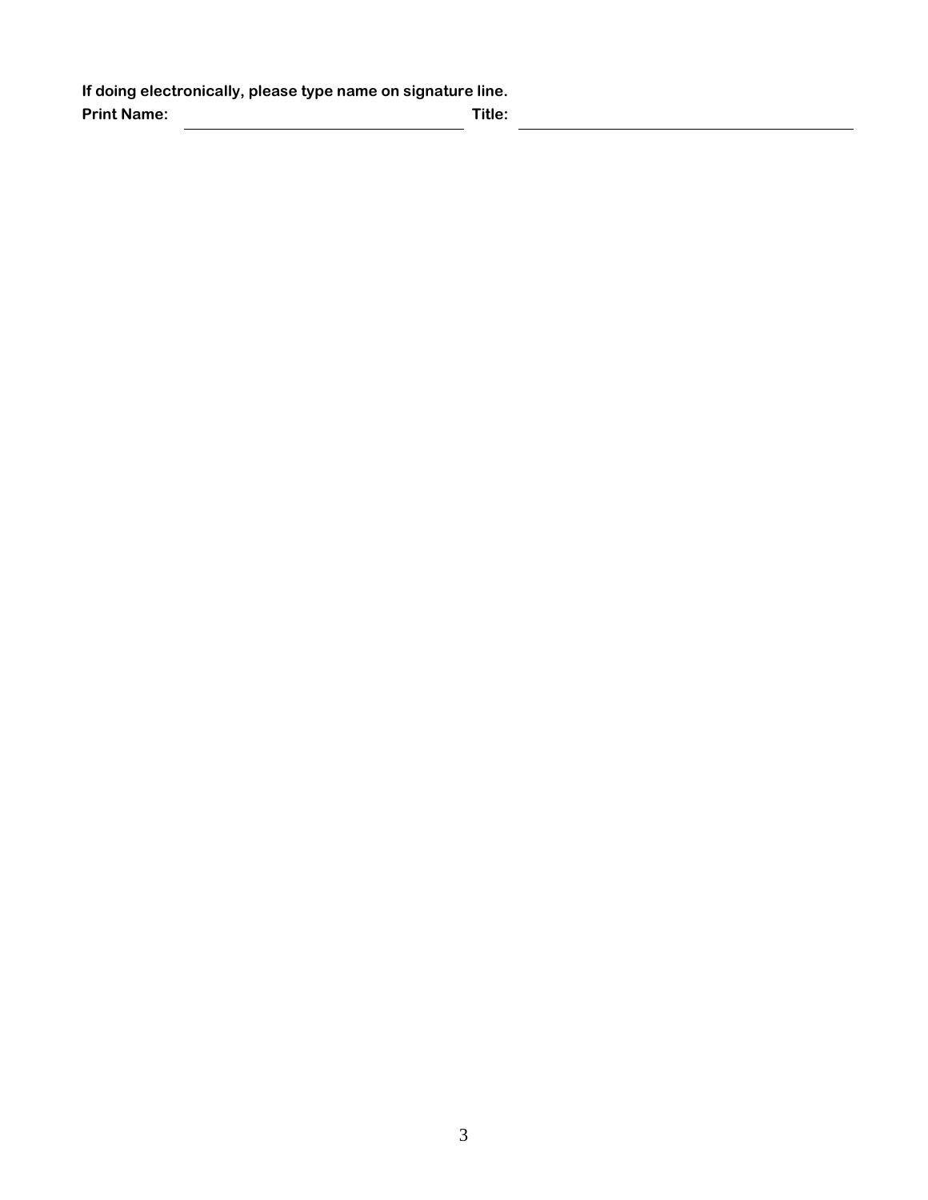**If doing electronically, please type name on signature line.**

**Print Name:** \_\_\_\_\_\_\_\_\_\_\_\_\_\_\_\_\_\_\_\_\_\_\_\_\_\_\_\_\_\_ **Title:** \_\_\_\_\_\_\_\_\_\_\_\_\_\_\_\_\_\_\_\_\_\_\_\_\_\_\_\_\_\_\_\_\_\_\_\_